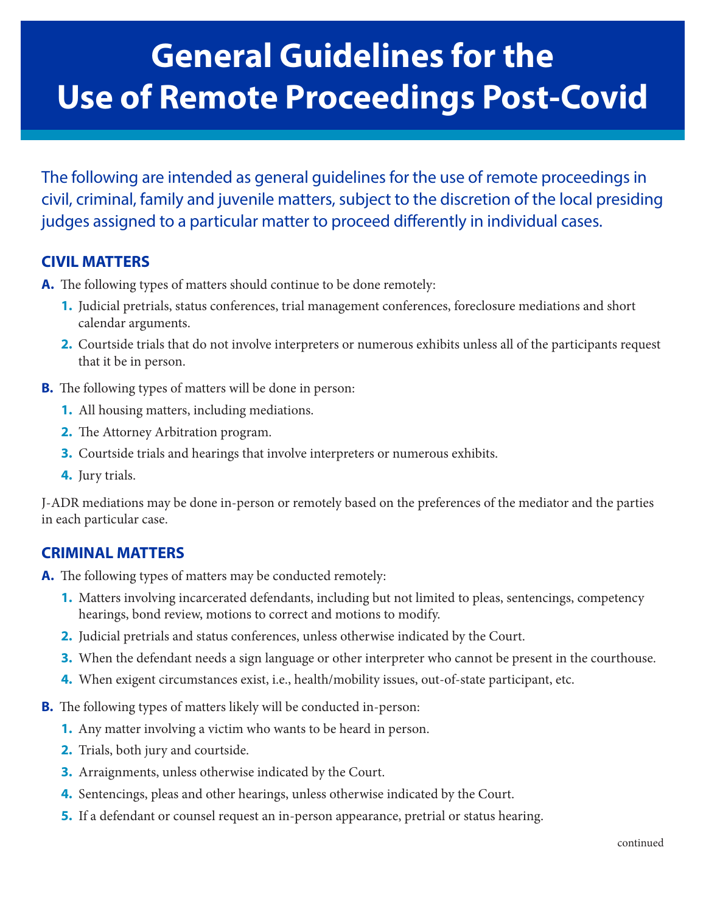# General Guidelines for the Use of Remote Proceedings Post-Covid

The following are intended as general guidelines for the use of remote proceedings in civil, criminal, family and juvenile matters, subject to the discretion of the local presiding judges assigned to a particular matter to proceed differently in individual cases.

## CIVIL MATTERS

**A.** The following types of matters should continue to be done remotely:

1. Judicial pretrials, status conferences, trial management conferences, foreclosure mediations and short calendar arguments.
2. Courtside trials that do not involve interpreters or numerous exhibits unless all of the participants request that it be in person.

**B.** The following types of matters will be done in person:

1. All housing matters, including mediations.
2. The Attorney Arbitration program.
3. Courtside trials and hearings that involve interpreters or numerous exhibits.
4. Jury trials.

J-ADR mediations may be done in-person or remotely based on the preferences of the mediator and the parties in each particular case.

## CRIMINAL MATTERS

**A.** The following types of matters may be conducted remotely:

1. Matters involving incarcerated defendants, including but not limited to pleas, sentencings, competency hearings, bond review, motions to correct and motions to modify.
2. Judicial pretrials and status conferences, unless otherwise indicated by the Court.
3. When the defendant needs a sign language or other interpreter who cannot be present in the courthouse.
4. When exigent circumstances exist, i.e., health/mobility issues, out-of-state participant, etc.

**B.** The following types of matters likely will be conducted in-person:

1. Any matter involving a victim who wants to be heard in person.
2. Trials, both jury and courtside.
3. Arraignments, unless otherwise indicated by the Court.
4. Sentencings, pleas and other hearings, unless otherwise indicated by the Court.
5. If a defendant or counsel request an in-person appearance, pretrial or status hearing.

continued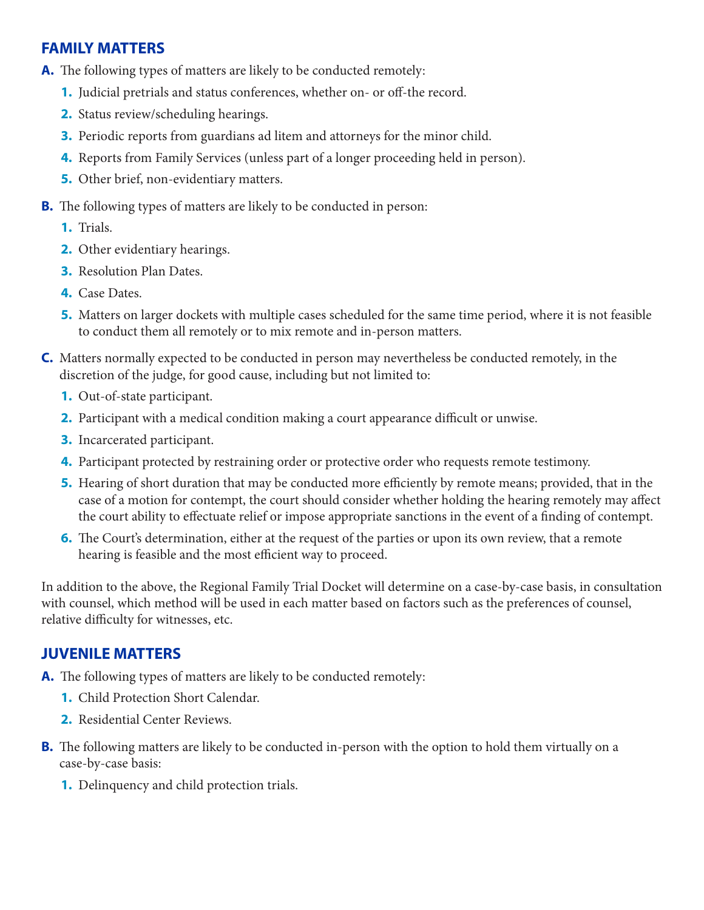## FAMILY MATTERS

**A.** The following types of matters are likely to be conducted remotely:

1. Judicial pretrials and status conferences, whether on- or off-the record.
2. Status review/scheduling hearings.
3. Periodic reports from guardians ad litem and attorneys for the minor child.
4. Reports from Family Services (unless part of a longer proceeding held in person).
5. Other brief, non-evidentiary matters.

**B.** The following types of matters are likely to be conducted in person:

1. Trials.
2. Other evidentiary hearings.
3. Resolution Plan Dates.
4. Case Dates.
5. Matters on larger dockets with multiple cases scheduled for the same time period, where it is not feasible to conduct them all remotely or to mix remote and in-person matters.

**C.** Matters normally expected to be conducted in person may nevertheless be conducted remotely, in the discretion of the judge, for good cause, including but not limited to:

1. Out-of-state participant.
2. Participant with a medical condition making a court appearance difficult or unwise.
3. Incarcerated participant.
4. Participant protected by restraining order or protective order who requests remote testimony.
5. Hearing of short duration that may be conducted more efficiently by remote means; provided, that in the case of a motion for contempt, the court should consider whether holding the hearing remotely may affect the court ability to effectuate relief or impose appropriate sanctions in the event of a finding of contempt.
6. The Court's determination, either at the request of the parties or upon its own review, that a remote hearing is feasible and the most efficient way to proceed.

In addition to the above, the Regional Family Trial Docket will determine on a case-by-case basis, in consultation with counsel, which method will be used in each matter based on factors such as the preferences of counsel, relative difficulty for witnesses, etc.

## JUVENILE MATTERS

**A.** The following types of matters are likely to be conducted remotely:

1. Child Protection Short Calendar.
2. Residential Center Reviews.

**B.** The following matters are likely to be conducted in-person with the option to hold them virtually on a case-by-case basis:

1. Delinquency and child protection trials.